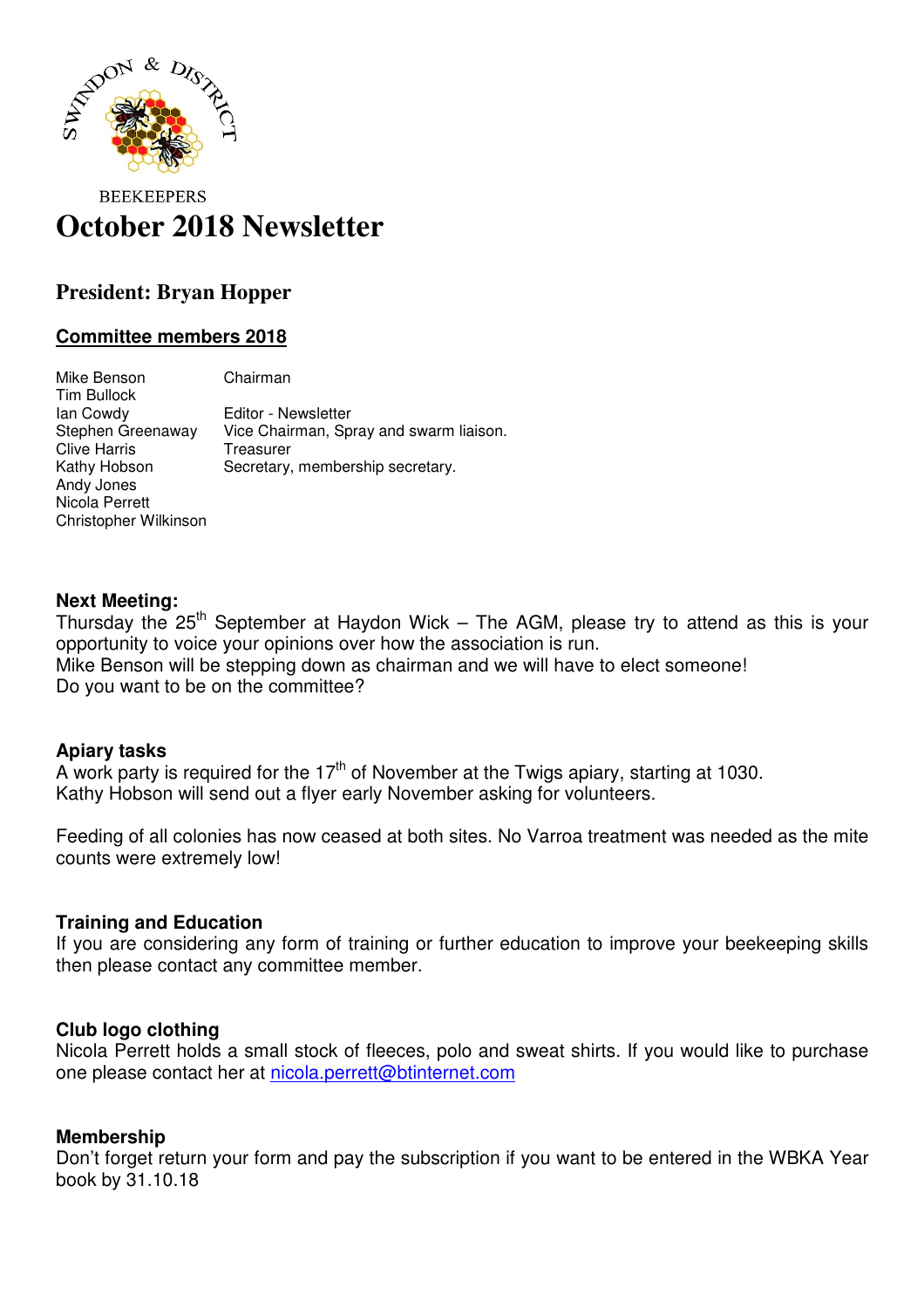SWINDON & DISTRICT

BEEKEEPERS

# October 2018 Newsletter

## President: Bryan Hopper

### Committee members 2018

| | |
|---|---|
| Mike Benson | Chairman |
| Tim Bullock | |
| Ian Cowdy | Editor - Newsletter |
| Stephen Greenaway | Vice Chairman, Spray and swarm liaison. |
| Clive Harris | Treasurer |
| Kathy Hobson | Secretary, membership secretary. |
| Andy Jones | |
| Nicola Perrett | |
| Christopher Wilkinson | |

**Next Meeting:**

Thursday the 25th September at Haydon Wick – The AGM, please try to attend as this is your opportunity to voice your opinions over how the association is run.
Mike Benson will be stepping down as chairman and we will have to elect someone!
Do you want to be on the committee?

**Apiary tasks**

A work party is required for the 17th of November at the Twigs apiary, starting at 1030.
Kathy Hobson will send out a flyer early November asking for volunteers.

Feeding of all colonies has now ceased at both sites. No Varroa treatment was needed as the mite counts were extremely low!

**Training and Education**

If you are considering any form of training or further education to improve your beekeeping skills then please contact any committee member.

**Club logo clothing**

Nicola Perrett holds a small stock of fleeces, polo and sweat shirts. If you would like to purchase one please contact her at nicola.perrett@btinternet.com

**Membership**

Don't forget return your form and pay the subscription if you want to be entered in the WBKA Year book by 31.10.18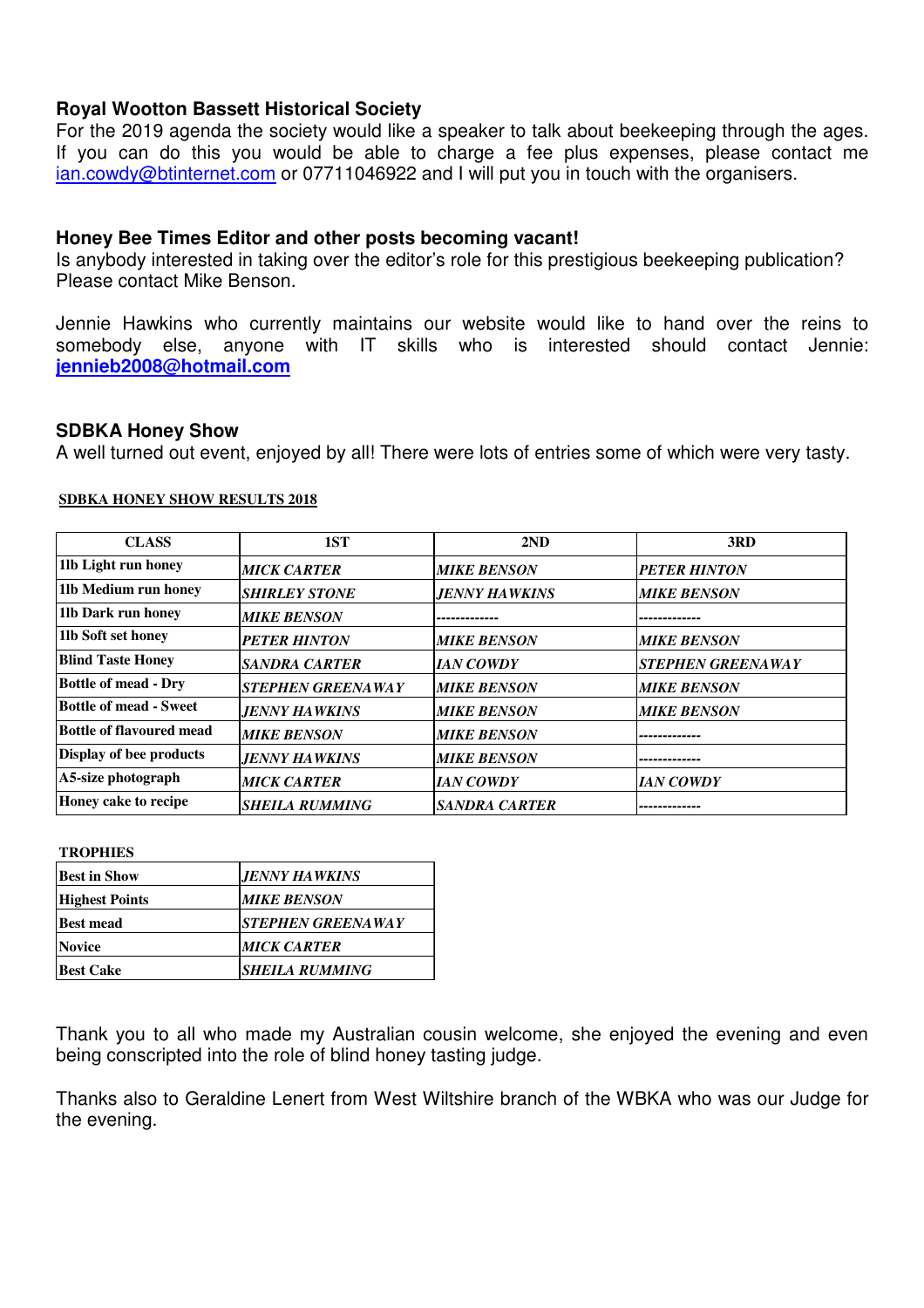### Royal Wootton Bassett Historical Society

For the 2019 agenda the society would like a speaker to talk about beekeeping through the ages. If you can do this you would be able to charge a fee plus expenses, please contact me ian.cowdy@btinternet.com or 07711046922 and I will put you in touch with the organisers.

### Honey Bee Times Editor and other posts becoming vacant!

Is anybody interested in taking over the editor's role for this prestigious beekeeping publication? Please contact Mike Benson.

Jennie Hawkins who currently maintains our website would like to hand over the reins to somebody else, anyone with IT skills who is interested should contact Jennie: **jennieb2008@hotmail.com**

### SDBKA Honey Show

A well turned out event, enjoyed by all! There were lots of entries some of which were very tasty.

**SDBKA HONEY SHOW RESULTS 2018**

| CLASS | 1ST | 2ND | 3RD |
|---|---|---|---|
| 1lb Light run honey | *MICK CARTER* | *MIKE BENSON* | *PETER HINTON* |
| 1lb Medium run honey | *SHIRLEY STONE* | *JENNY HAWKINS* | *MIKE BENSON* |
| 1lb Dark run honey | *MIKE BENSON* | ------------- | ------------- |
| 1lb Soft set honey | *PETER HINTON* | *MIKE BENSON* | *MIKE BENSON* |
| Blind Taste Honey | *SANDRA CARTER* | *IAN COWDY* | *STEPHEN GREENAWAY* |
| Bottle of mead - Dry | *STEPHEN GREENAWAY* | *MIKE BENSON* | *MIKE BENSON* |
| Bottle of mead - Sweet | *JENNY HAWKINS* | *MIKE BENSON* | *MIKE BENSON* |
| Bottle of flavoured mead | *MIKE BENSON* | *MIKE BENSON* | ------------- |
| Display of bee products | *JENNY HAWKINS* | *MIKE BENSON* | ------------- |
| A5-size photograph | *MICK CARTER* | *IAN COWDY* | *IAN COWDY* |
| Honey cake to recipe | *SHEILA RUMMING* | *SANDRA CARTER* | ------------- |

**TROPHIES**

| | |
|---|---|
| Best in Show | *JENNY HAWKINS* |
| Highest Points | *MIKE BENSON* |
| Best mead | *STEPHEN GREENAWAY* |
| Novice | *MICK CARTER* |
| Best Cake | *SHEILA RUMMING* |

Thank you to all who made my Australian cousin welcome, she enjoyed the evening and even being conscripted into the role of blind honey tasting judge.

Thanks also to Geraldine Lenert from West Wiltshire branch of the WBKA who was our Judge for the evening.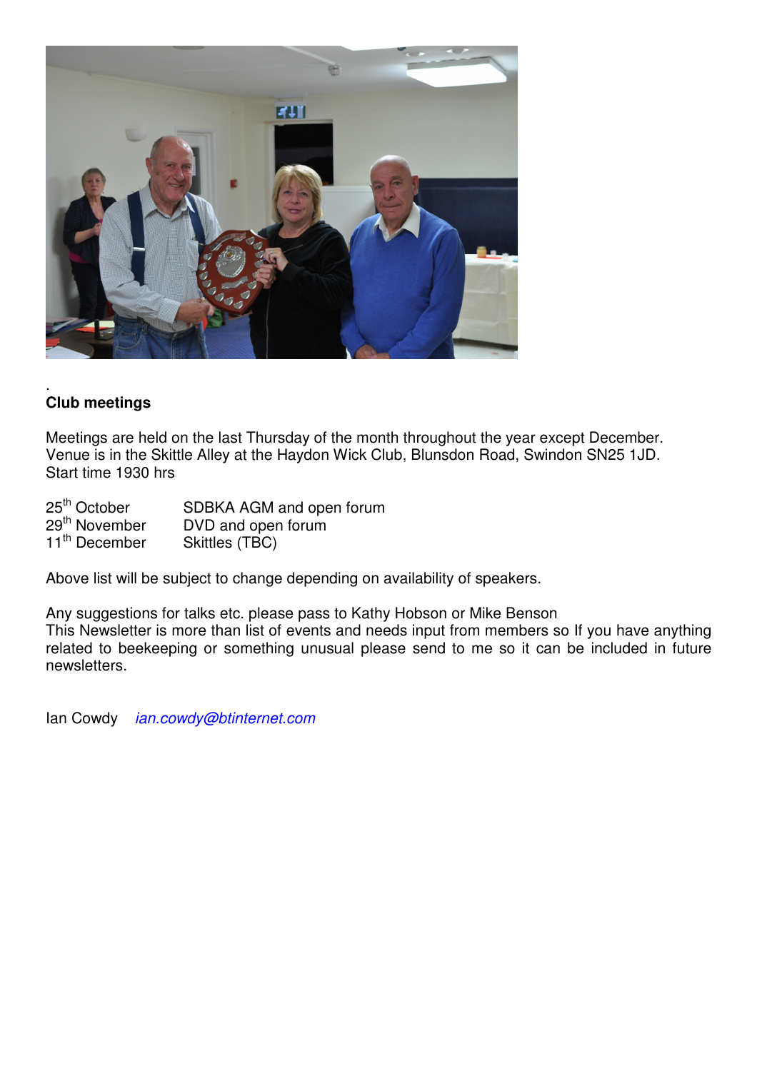.

**Club meetings**

Meetings are held on the last Thursday of the month throughout the year except December. Venue is in the Skittle Alley at the Haydon Wick Club, Blunsdon Road, Swindon SN25 1JD. Start time 1930 hrs

| | |
|---|---|
| 25th October | SDBKA AGM and open forum |
| 29th November | DVD and open forum |
| 11th December | Skittles (TBC) |

Above list will be subject to change depending on availability of speakers.

Any suggestions for talks etc. please pass to Kathy Hobson or Mike Benson
This Newsletter is more than list of events and needs input from members so If you have anything related to beekeeping or something unusual please send to me so it can be included in future newsletters.

Ian Cowdy *ian.cowdy@btinternet.com*